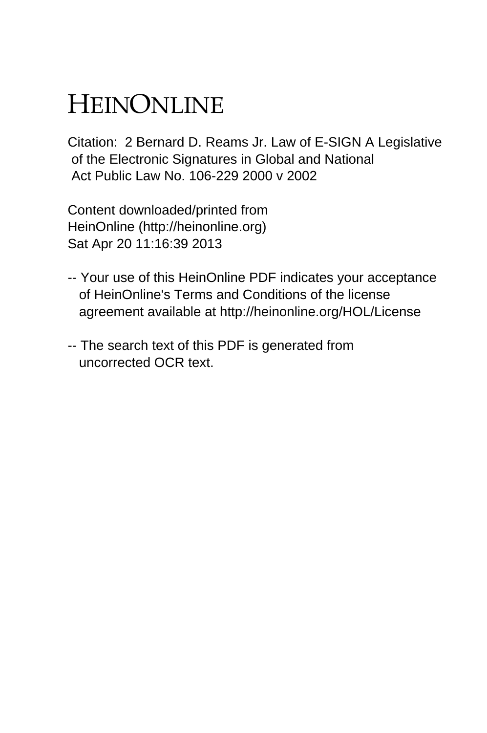# HEINONLINE

Citation: 2 Bernard D. Reams Jr. Law of E-SIGN A Legislative of the Electronic Signatures in Global and National Act Public Law No. 106-229 2000 v 2002

Content downloaded/printed from HeinOnline (http://heinonline.org) Sat Apr 20 11:16:39 2013

-- Your use of this HeinOnline PDF indicates your acceptance of HeinOnline's Terms and Conditions of the license agreement available at http://heinonline.org/HOL/License

-- The search text of this PDF is generated from uncorrected OCR text.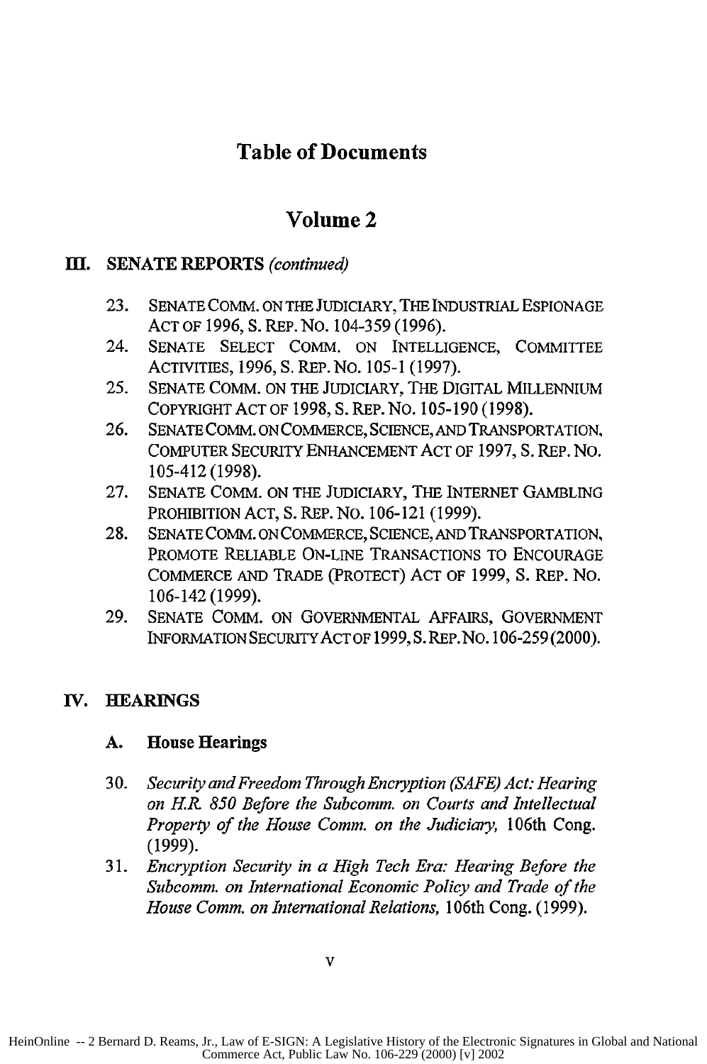# Table of Documents

## Volume 2

### III. SENATE REPORTS *(continued)*

23. SENATE COMM. ON THE JUDICIARY, THE INDUSTRIAL ESPIONAGE ACT OF 1996, S. REP. NO. 104-359 (1996).
24. SENATE SELECT COMM. ON INTELLIGENCE, COMMITTEE ACTIVITIES, 1996, S. REP. NO. 105-1 (1997).
25. SENATE COMM. ON THE JUDICIARY, THE DIGITAL MILLENNIUM COPYRIGHT ACT OF 1998, S. REP. NO. 105-190 (1998).
26. SENATE COMM. ON COMMERCE, SCIENCE, AND TRANSPORTATION, COMPUTER SECURITY ENHANCEMENT ACT OF 1997, S. REP. NO. 105-412 (1998).
27. SENATE COMM. ON THE JUDICIARY, THE INTERNET GAMBLING PROHIBITION ACT, S. REP. NO. 106-121 (1999).
28. SENATE COMM. ON COMMERCE, SCIENCE, AND TRANSPORTATION, PROMOTE RELIABLE ON-LINE TRANSACTIONS TO ENCOURAGE COMMERCE AND TRADE (PROTECT) ACT OF 1999, S. REP. NO. 106-142 (1999).
29. SENATE COMM. ON GOVERNMENTAL AFFAIRS, GOVERNMENT INFORMATION SECURITY ACT OF 1999, S. REP. NO. 106-259 (2000).

### IV. HEARINGS

#### A. House Hearings

30. *Security and Freedom Through Encryption (SAFE) Act: Hearing on H.R. 850 Before the Subcomm. on Courts and Intellectual Property of the House Comm. on the Judiciary,* 106th Cong. (1999).
31. *Encryption Security in a High Tech Era: Hearing Before the Subcomm. on International Economic Policy and Trade of the House Comm. on International Relations,* 106th Cong. (1999).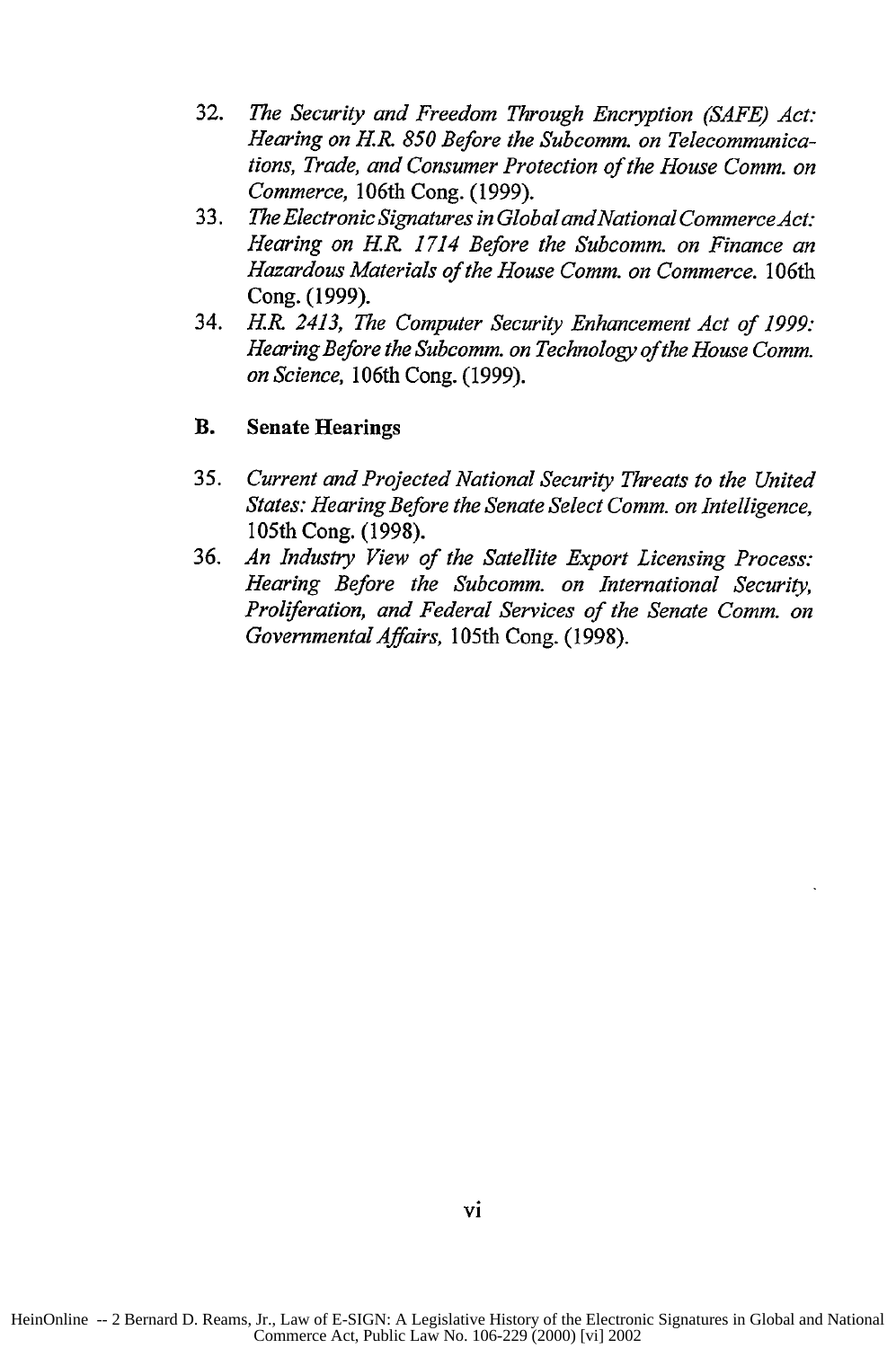32. *The Security and Freedom Through Encryption (SAFE) Act: Hearing on H.R. 850 Before the Subcomm. on Telecommunications, Trade, and Consumer Protection of the House Comm. on Commerce*, 106th Cong. (1999).
33. *The Electronic Signatures in Global and National Commerce Act: Hearing on H.R. 1714 Before the Subcomm. on Finance an Hazardous Materials of the House Comm. on Commerce*. 106th Cong. (1999).
34. *H.R. 2413, The Computer Security Enhancement Act of 1999: Hearing Before the Subcomm. on Technology of the House Comm. on Science*, 106th Cong. (1999).

## B. Senate Hearings

35. *Current and Projected National Security Threats to the United States: Hearing Before the Senate Select Comm. on Intelligence*, 105th Cong. (1998).
36. *An Industry View of the Satellite Export Licensing Process: Hearing Before the Subcomm. on International Security, Proliferation, and Federal Services of the Senate Comm. on Governmental Affairs*, 105th Cong. (1998).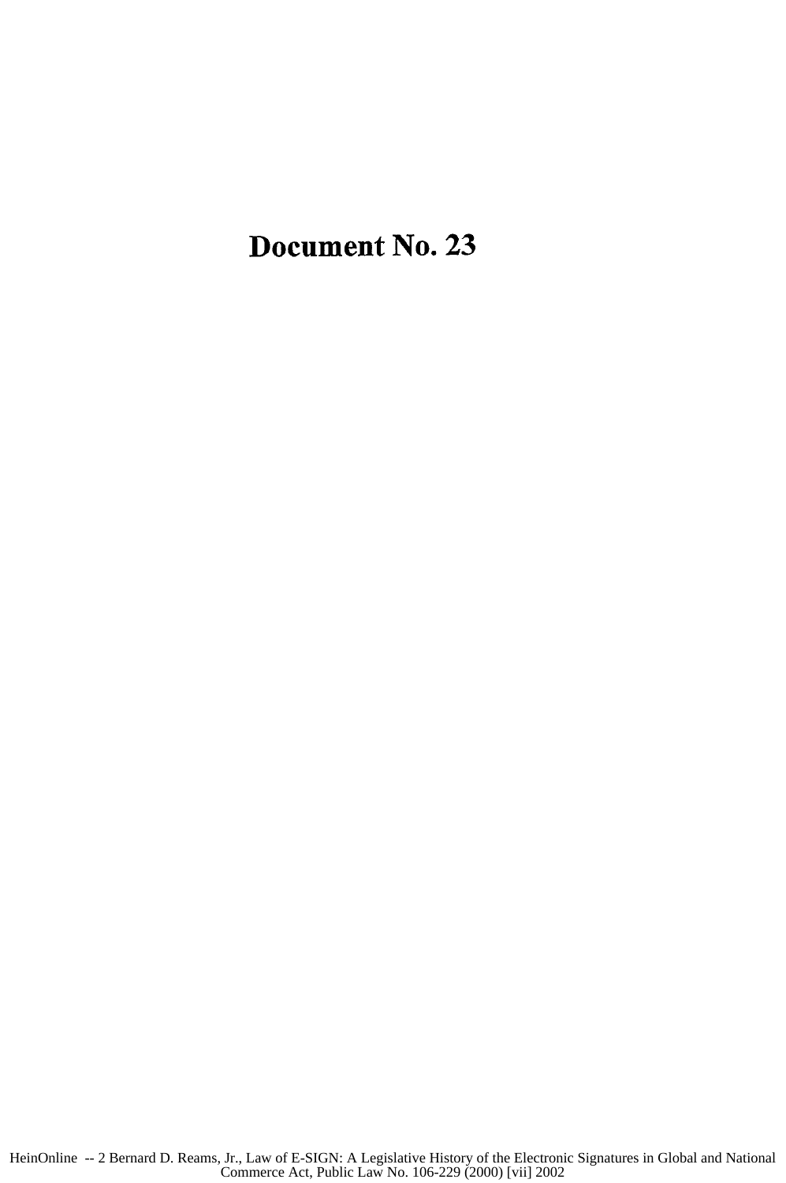# Document No. 23